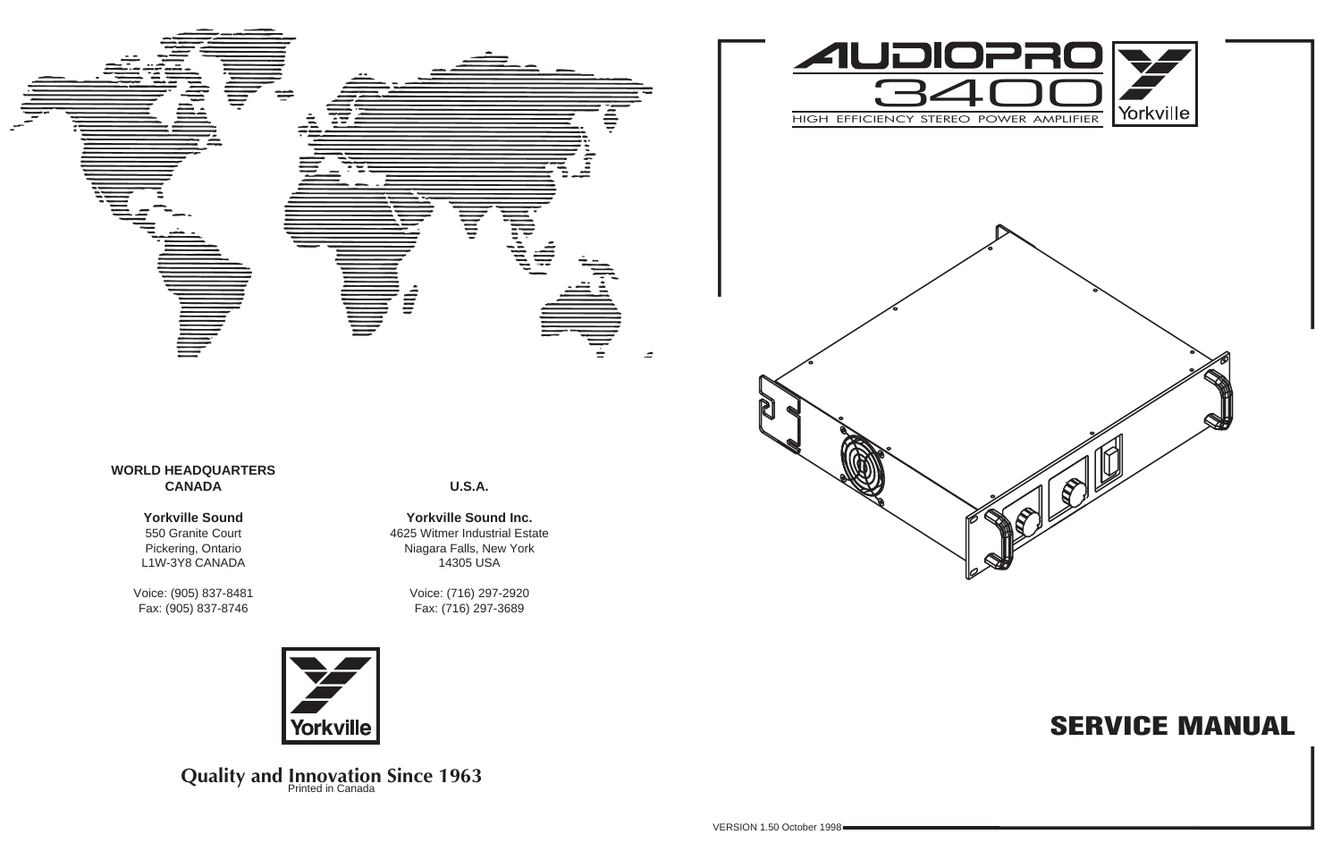# AUDIOPRO 3400

HIGH EFFICIENCY STEREO POWER AMPLIFIER

Yorkville

# SERVICE MANUAL

**WORLD HEADQUARTERS**
**CANADA**

**Yorkville Sound**
550 Granite Court
Pickering, Ontario
L1W-3Y8 CANADA

Voice: (905) 837-8481
Fax: (905) 837-8746

**U.S.A.**

**Yorkville Sound Inc.**
4625 Witmer Industrial Estate
Niagara Falls, New York
14305 USA

Voice: (716) 297-2920
Fax: (716) 297-3689

Yorkville

**Quality and Innovation Since 1963**

Printed in Canada

VERSION 1.50 October 1998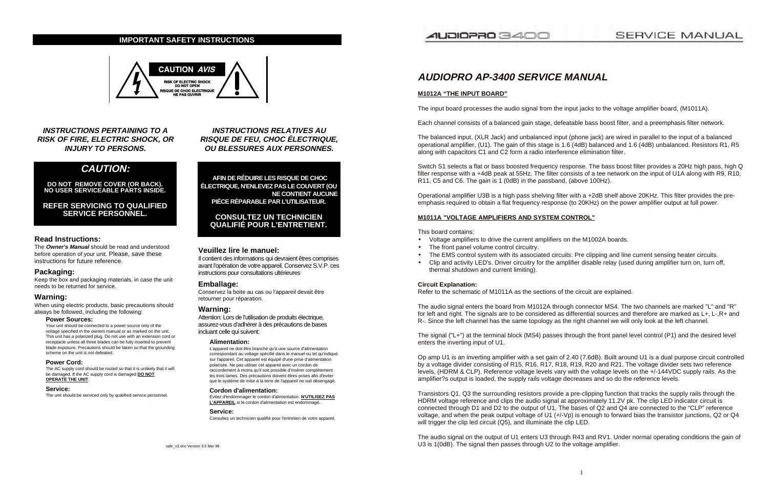## IMPORTANT SAFETY INSTRUCTIONS

**CAUTION** ***AVIS***

**RISK OF ELECTRIC SHOCK**
**DO NOT OPEN**
**RISQUE DE CHOC ELECTRIQUE**
**NE PAS OUVRIR**

***INSTRUCTIONS PERTAINING TO A RISK OF FIRE, ELECTRIC SHOCK, OR INJURY TO PERSONS.***

### *CAUTION:*

**DO NOT REMOVE COVER (OR BACK). NO USER SERVICEABLE PARTS INSIDE.**

**REFER SERVICING TO QUALIFIED SERVICE PERSONNEL.**

### Read Instructions:

The ***Owner's Manual*** should be read and understood before operation of your unit. Please, save these instructions for future reference.

### Packaging:

Keep the box and packaging materials, in case the unit needs to be returned for service.

### Warning:

When using electric products, basic precautions should always be followed, including the following:

#### Power Sources:

Your unit should be connected to a power source only of the voltage specified in the owners manual or as marked on the unit. This unit has a polarized plug. Do not use with an extension cord or receptacle unless all three blades can be fully inserted to prevent blade exposure. Precautions should be taken so that the grounding scheme on the unit is not defeated.

#### Power Cord:

The AC supply cord should be routed so that it is unlikely that it will be damaged. If the AC supply cord is damaged **DO NOT OPERATE THE UNIT**.

#### Service:

The unit should be serviced only by qualified service personnel.

***INSTRUCTIONS RELATIVES AU RISQUE DE FEU, CHOC ÉLECTRIQUE, OU BLESSURES AUX PERSONNES.***

**AFIN DE RÉDUIRE LES RISQUE DE CHOC ÉLECTRIQUE, N'ENLEVEZ PAS LE COUVERT (OU NE CONTIENT AUCUNE PIÈCE RÉPARABLE PAR L'UTILISATEUR.**

**CONSULTEZ UN TECHNICIEN QUALIFIÉ POUR L'ENTRETIENT.**

### Veuillez lire le manuel:

Il contient des informations qui devraient êtres comprises avant l'opération de votre appareil. Conservez S.V.P. ces instructions pour consultations ultérieures

### Emballage:

Conservez la boite au cas ou l'appareil devait être retourner pour réparation.

### Warning:

Attention: Lors de l'utilisation de produits électrique, assurez-vous d'adhérer à des précautions de bases incluant celle qui suivent:

#### Alimentation:

L'appareil ne doit être branché qu'à une source d'alimentation correspondant au voltage spécifié dans le manuel ou tel qu'indiqué sur l'appareil. Cet appareil est équipé d'une prise d'alimentation polarisée. Ne pas utiliser cet appareil avec un cordon de raccordement à moins qu'il soit possible d'insérer complètement les trois lames. Des précautions doivent êtres prises afin d'eviter que le système de mise à la terre de l'appareil ne soit désengagé.

#### Cordon d'alimentation:

Évitez d'endommager le cordon d'alimentation. **N'UTILISEZ PAS L'APPAREIL** si le cordon d'alimentation est endommagé.

#### Service:

Consultez un technicien qualifié pour l'entretien de votre appareil.

safe_v3.doc Version 3.5 Mar 98

# *AUDIOPRO AP-3400 SERVICE MANUAL*

## M1012A "THE INPUT BOARD"

The input board processes the audio signal from the input jacks to the voltage amplifier board, (M1011A).

Each channel consists of a balanced gain stage, defeatable bass boost filter, and a preemphasis filter network.

The balanced input, (XLR Jack) and unbalanced input (phone jack) are wired in parallel to the input of a balanced operational amplifier, (U1). The gain of this stage is 1.6 (4dB) balanced and 1.6 (4dB) unbalanced. Resistors R1, R5 along with capacitors C1 and C2 form a radio interference elimination filter.

Switch S1 selects a flat or bass boosted frequency response. The bass boost filter provides a 20Hz high pass, high Q filter response with a +4dB peak at 55Hz. The filter consists of a tee network on the input of U1A along with R9, R10, R11, C5 and C6. The gain is 1 (0dB) in the passband, (above 100Hz).

Operational amplifier U3B is a high pass shelving filter with a +2dB shelf above 20KHz. This filter provides the pre-emphasis required to obtain a flat frequency response (to 20KHz) on the power amplifier output at full power.

## M1011A "VOLTAGE AMPLIFIERS AND SYSTEM CONTROL"

This board contains:

- Voltage amplifiers to drive the current amplifiers on the M1002A boards.
- The front panel volume control circuitry.
- The EMS control system with its associated circuits: Pre clipping and line current sensing heater circuits.
- Clip and activity LED's. Driver circuitry for the amplifier disable relay (used during amplifier turn on, turn off, thermal shutdown and current limiting).

### Circuit Explanation:

Refer to the schematic of M1011A as the sections of the circuit are explained.

The audio signal enters the board from M1012A through connector MS4. The two channels are marked "L" and "R" for left and right. The signals are to be considered as differential sources and therefore are marked as L+, L-,R+ and R-. Since the left channel has the same topology as the right channel we will only look at the left channel.

The signal ("L+") at the terminal block (MS4) passes through the front panel level control (P1) and the desired level enters the inverting input of U1.

Op amp U1 is an inverting amplifier with a set gain of 2.40 (7.6dB). Built around U1 is a dual purpose circuit controlled by a voltage divider consisting of R15, R16, R17, R18, R19, R20 and R21. The voltage divider sets two reference levels, (HDRM & CLP). Reference voltage levels vary with the voltage levels on the +/-144VDC supply rails. As the amplifier?s output is loaded, the supply rails voltage decreases and so do the reference levels.

Transistors Q1, Q3 the surrounding resistors provide a pre-clipping function that tracks the supply rails through the HDRM voltage reference and clips the audio signal at approximately 11.2V pk. The clip LED indicator circuit is connected through D1 and D2 to the output of U1, The bases of Q2 and Q4 are connected to the "CLP" reference voltage, and when the peak output voltage of U1 (+/-Vp) is enough to forward bias the transistor junctions, Q2 or Q4 will trigger the clip led circuit (Q5), and illuminate the clip LED.

The audio signal on the output of U1 enters U3 through R43 and RV1. Under normal operating conditions the gain of U3 is 1(0dB). The signal then passes through U2 to the voltage amplifier.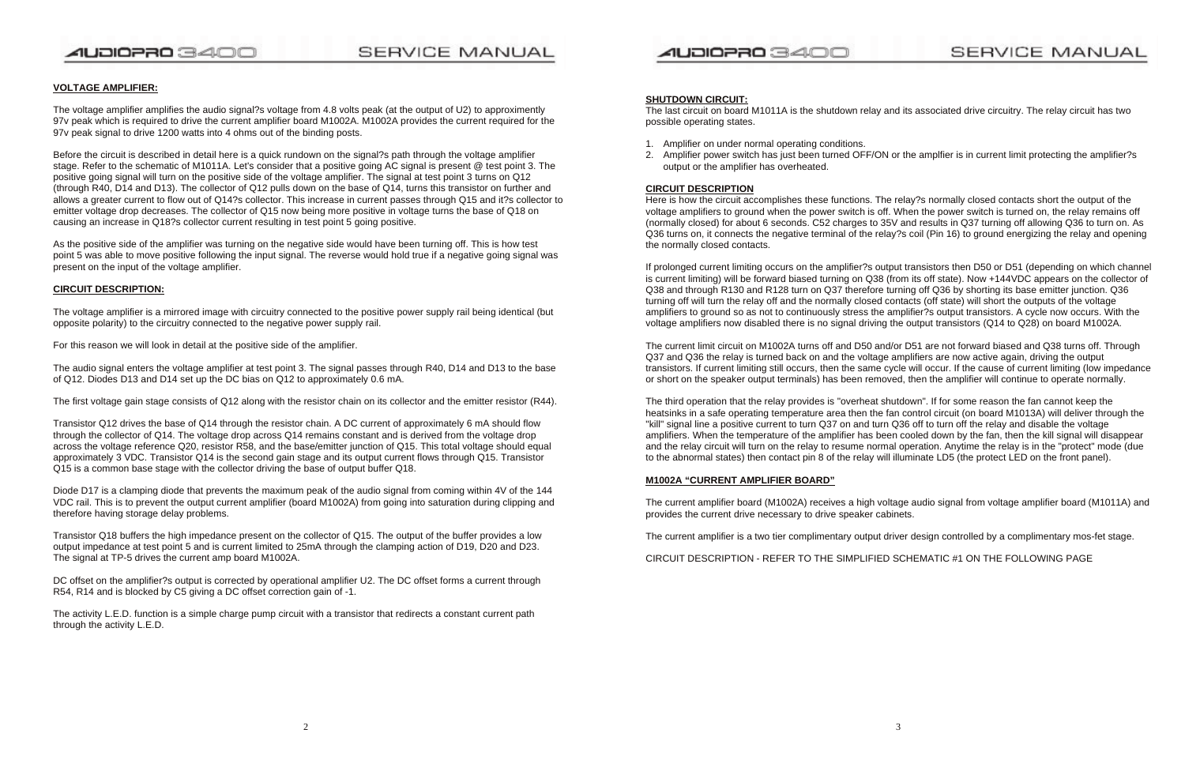## VOLTAGE AMPLIFIER:

The voltage amplifier amplifies the audio signal?s voltage from 4.8 volts peak (at the output of U2) to approximently 97v peak which is required to drive the current amplifier board M1002A. M1002A provides the current required for the 97v peak signal to drive 1200 watts into 4 ohms out of the binding posts.

Before the circuit is described in detail here is a quick rundown on the signal?s path through the voltage amplifier stage. Refer to the schematic of M1011A. Let's consider that a positive going AC signal is present @ test point 3. The positive going signal will turn on the positive side of the voltage amplifier. The signal at test point 3 turns on Q12 (through R40, D14 and D13). The collector of Q12 pulls down on the base of Q14, turns this transistor on further and allows a greater current to flow out of Q14?s collector. This increase in current passes through Q15 and it?s collector to emitter voltage drop decreases. The collector of Q15 now being more positive in voltage turns the base of Q18 on causing an increase in Q18?s collector current resulting in test point 5 going positive.

As the positive side of the amplifier was turning on the negative side would have been turning off. This is how test point 5 was able to move positive following the input signal. The reverse would hold true if a negative going signal was present on the input of the voltage amplifier.

## CIRCUIT DESCRIPTION:

The voltage amplifier is a mirrored image with circuitry connected to the positive power supply rail being identical (but opposite polarity) to the circuitry connected to the negative power supply rail.

For this reason we will look in detail at the positive side of the amplifier.

The audio signal enters the voltage amplifier at test point 3. The signal passes through R40, D14 and D13 to the base of Q12. Diodes D13 and D14 set up the DC bias on Q12 to approximately 0.6 mA.

The first voltage gain stage consists of Q12 along with the resistor chain on its collector and the emitter resistor (R44).

Transistor Q12 drives the base of Q14 through the resistor chain. A DC current of approximately 6 mA should flow through the collector of Q14. The voltage drop across Q14 remains constant and is derived from the voltage drop across the voltage reference Q20, resistor R58, and the base/emitter junction of Q15. This total voltage should equal approximately 3 VDC. Transistor Q14 is the second gain stage and its output current flows through Q15. Transistor Q15 is a common base stage with the collector driving the base of output buffer Q18.

Diode D17 is a clamping diode that prevents the maximum peak of the audio signal from coming within 4V of the 144 VDC rail. This is to prevent the output current amplifier (board M1002A) from going into saturation during clipping and therefore having storage delay problems.

Transistor Q18 buffers the high impedance present on the collector of Q15. The output of the buffer provides a low output impedance at test point 5 and is current limited to 25mA through the clamping action of D19, D20 and D23. The signal at TP-5 drives the current amp board M1002A.

DC offset on the amplifier?s output is corrected by operational amplifier U2. The DC offset forms a current through R54, R14 and is blocked by C5 giving a DC offset correction gain of -1.

The activity L.E.D. function is a simple charge pump circuit with a transistor that redirects a constant current path through the activity L.E.D.

## SHUTDOWN CIRCUIT:

The last circuit on board M1011A is the shutdown relay and its associated drive circuitry. The relay circuit has two possible operating states.

1. Amplifier on under normal operating conditions.
2. Amplifier power switch has just been turned OFF/ON or the amplfier is in current limit protecting the amplifier?s output or the amplifier has overheated.

## CIRCUIT DESCRIPTION

Here is how the circuit accomplishes these functions. The relay?s normally closed contacts short the output of the voltage amplifiers to ground when the power switch is off. When the power switch is turned on, the relay remains off (normally closed) for about 6 seconds. C52 charges to 35V and results in Q37 turning off allowing Q36 to turn on. As Q36 turns on, it connects the negative terminal of the relay?s coil (Pin 16) to ground energizing the relay and opening the normally closed contacts.

If prolonged current limiting occurs on the amplifier?s output transistors then D50 or D51 (depending on which channel is current limiting) will be forward biased turning on Q38 (from its off state). Now +144VDC appears on the collector of Q38 and through R130 and R128 turn on Q37 therefore turning off Q36 by shorting its base emitter junction. Q36 turning off will turn the relay off and the normally closed contacts (off state) will short the outputs of the voltage amplifiers to ground so as not to continuously stress the amplifier?s output transistors. A cycle now occurs. With the voltage amplifiers now disabled there is no signal driving the output transistors (Q14 to Q28) on board M1002A.

The current limit circuit on M1002A turns off and D50 and/or D51 are not forward biased and Q38 turns off. Through Q37 and Q36 the relay is turned back on and the voltage amplifiers are now active again, driving the output transistors. If current limiting still occurs, then the same cycle will occur. If the cause of current limiting (low impedance or short on the speaker output terminals) has been removed, then the amplifier will continue to operate normally.

The third operation that the relay provides is "overheat shutdown". If for some reason the fan cannot keep the heatsinks in a safe operating temperature area then the fan control circuit (on board M1013A) will deliver through the "kill" signal line a positive current to turn Q37 on and turn Q36 off to turn off the relay and disable the voltage amplifiers. When the temperature of the amplifier has been cooled down by the fan, then the kill signal will disappear and the relay circuit will turn on the relay to resume normal operation. Anytime the relay is in the "protect" mode (due to the abnormal states) then contact pin 8 of the relay will illuminate LD5 (the protect LED on the front panel).

## M1002A "CURRENT AMPLIFIER BOARD"

The current amplifier board (M1002A) receives a high voltage audio signal from voltage amplifier board (M1011A) and provides the current drive necessary to drive speaker cabinets.

The current amplifier is a two tier complimentary output driver design controlled by a complimentary mos-fet stage.

CIRCUIT DESCRIPTION - REFER TO THE SIMPLIFIED SCHEMATIC #1 ON THE FOLLOWING PAGE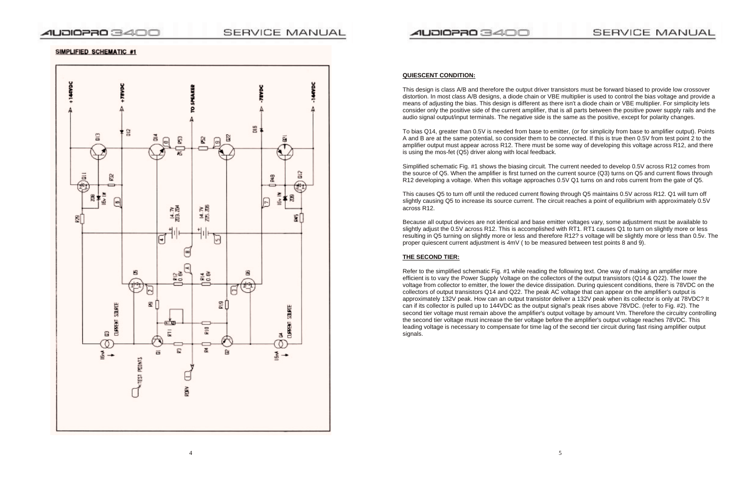**SIMPLIFIED SCHEMATIC #1**

**QUIESCENT CONDITION:**

This design is class A/B and therefore the output driver transistors must be forward biased to provide low crossover distortion. In most class A/B designs, a diode chain or VBE multiplier is used to control the bias voltage and provide a means of adjusting the bias. This design is different as there isn't a diode chain or VBE multiplier. For simplicity lets consider only the positive side of the current amplifier, that is all parts between the positive power supply rails and the audio signal output/input terminals. The negative side is the same as the positive, except for polarity changes.

To bias Q14, greater than 0.5V is needed from base to emitter, (or for simplicity from base to amplifier output). Points A and B are at the same potential, so consider them to be connected. If this is true then 0.5V from test point 2 to the amplifier output must appear across R12. There must be some way of developing this voltage across R12, and there is using the mos-fet (Q5) driver along with local feedback.

Simplified schematic Fig. #1 shows the biasing circuit. The current needed to develop 0.5V across R12 comes from the source of Q5. When the amplifier is first turned on the current source (Q3) turns on Q5 and current flows through R12 developing a voltage. When this voltage approaches 0.5V Q1 turns on and robs current from the gate of Q5.

This causes Q5 to turn off until the reduced current flowing through Q5 maintains 0.5V across R12. Q1 will turn off slightly causing Q5 to increase its source current. The circuit reaches a point of equilibrium with approximately 0.5V across R12.

Because all output devices are not identical and base emitter voltages vary, some adjustment must be available to slightly adjust the 0.5V across R12. This is accomplished with RT1. RT1 causes Q1 to turn on slightly more or less resulting in Q5 turning on slightly more or less and therefore R12? s voltage will be slightly more or less than 0.5v. The proper quiescent current adjustment is 4mV ( to be measured between test points 8 and 9).

**THE SECOND TIER:**

Refer to the simplified schematic Fig. #1 while reading the following text. One way of making an amplifier more efficient is to vary the Power Supply Voltage on the collectors of the output transistors (Q14 & Q22). The lower the voltage from collector to emitter, the lower the device dissipation. During quiescent conditions, there is 78VDC on the collectors of output transistors Q14 and Q22. The peak AC voltage that can appear on the amplifier's output is approximately 132V peak. How can an output transistor deliver a 132V peak when its collector is only at 78VDC? It can if its collector is pulled up to 144VDC as the output signal's peak rises above 78VDC. (refer to Fig. #2). The second tier voltage must remain above the amplifier's output voltage by amount Vm. Therefore the circuitry controlling the second tier voltage must increase the tier voltage before the amplifier's output voltage reaches 78VDC. This leading voltage is necessary to compensate for time lag of the second tier circuit during fast rising amplifier output signals.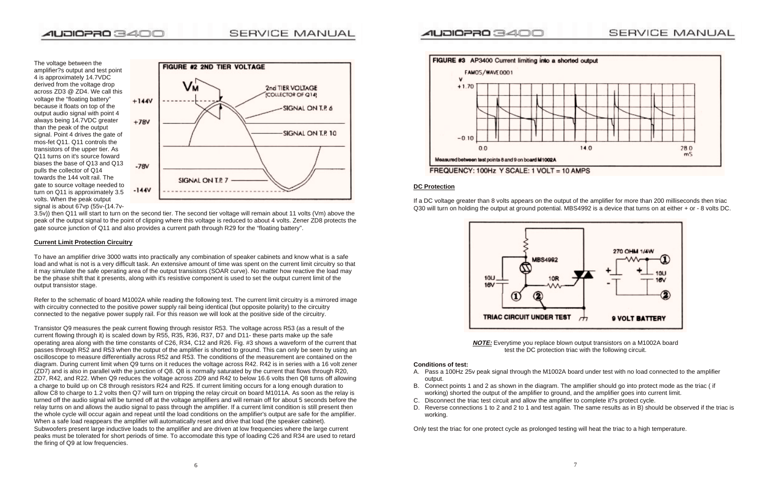The voltage between the amplifier?s output and test point 4 is approximately 14.7VDC derived from the voltage drop across ZD3 @ ZD4. We call this voltage the "floating battery" because it floats on top of the output audio signal with point 4 always being 14.7VDC greater than the peak of the output signal. Point 4 drives the gate of mos-fet Q11. Q11 controls the transistors of the upper tier. As Q11 turns on it's source foward biases the base of Q13 and Q13 pulls the collector of Q14 towards the 144 volt rail. The gate to source voltage needed to turn on Q11 is approximately 3.5 volts. When the peak output signal is about 67vp (55v-(14.7v-3.5v)) then Q11 will start to turn on the second tier. The second tier voltage will remain about 11 volts (Vm) above the peak of the output signal to the point of clipping where this voltage is reduced to about 4 volts. Zener ZD8 protects the gate source junction of Q11 and also provides a current path through R29 for the "floating battery".

FIGURE #2 2ND TIER VOLTAGE

### Current Limit Protection Circuitry

To have an amplifier drive 3000 watts into practically any combination of speaker cabinets and know what is a safe load and what is not is a very difficult task. An extensive amount of time was spent on the current limit circuitry so that it may simulate the safe operating area of the output transistors (SOAR curve). No matter how reactive the load may be the phase shift that it presents, along with it's resistive component is used to set the output current limit of the output transistor stage.

Refer to the schematic of board M1002A while reading the following text. The current limit circuitry is a mirrored image with circuitry connected to the positive power supply rail being identical (but opposite polarity) to the circuitry connected to the negative power supply rail. For this reason we will look at the positive side of the circuitry.

Transistor Q9 measures the peak current flowing through resistor R53. The voltage across R53 (as a result of the current flowing through it) is scaled down by R55, R35, R36, R37, D7 and D11- these parts make up the safe operating area along with the time constants of C26, R34, C12 and R26. Fig. #3 shows a waveform of the current that passes through R52 and R53 when the output of the amplifier is shorted to ground. This can only be seen by using an oscilloscope to measure differentially across R52 and R53. The conditions of the measurement are contained on the diagram. During current limit when Q9 turns on it reduces the voltage across R42. R42 is in series with a 16 volt zener (ZD7) and is also in parallel with the junction of Q8. Q8 is normally saturated by the current that flows through R20, ZD7, R42, and R22. When Q9 reduces the voltage across ZD9 and R42 to below 16.6 volts then Q8 turns off allowing a charge to build up on C8 through resistors R24 and R25. If current limiting occurs for a long enough duration to allow C8 to charge to 1.2 volts then Q7 will turn on tripping the relay circuit on board M1011A. As soon as the relay is turned off the audio signal will be turned off at the voltage amplifiers and will remain off for about 5 seconds before the relay turns on and allows the audio signal to pass through the amplifier. If a current limit condition is still present then the whole cycle will occur again and repeat until the load conditions on the amplifier's output are safe for the amplifier. When a safe load reappears the amplifier will automatically reset and drive that load (the speaker cabinet). Subwoofers present large inductive loads to the amplifier and are driven at low frequencies where the large current peaks must be tolerated for short periods of time. To accomodate this type of loading C26 and R34 are used to retard the firing of Q9 at low frequencies.

FIGURE #3 AP3400 Current limiting into a shorted output

Measured between test points 8 and 9 on board M1002A

FREQUENCY: 100Hz Y SCALE: 1 VOLT = 10 AMPS

### DC Protection

If a DC voltage greater than 8 volts appears on the output of the amplifier for more than 200 milliseconds then triac Q30 will turn on holding the output at ground potential. MBS4992 is a device that turns on at either + or - 8 volts DC.

TRIAC CIRCUIT UNDER TEST — 9 VOLT BATTERY

***NOTE:*** Everytime you replace blown output transistors on a M1002A board test the DC protection triac with the following circuit.

**Conditions of test:**

A. Pass a 100Hz 25v peak signal through the M1002A board under test with no load connected to the amplifier output.
B. Connect points 1 and 2 as shown in the diagram. The amplifier should go into protect mode as the triac ( if working) shorted the output of the amplifier to ground, and the amplifier goes into current limit.
C. Disconnect the triac test circuit and allow the amplifier to complete it?s protect cycle.
D. Reverse connections 1 to 2 and 2 to 1 and test again. The same results as in B) should be observed if the triac is working.

Only test the triac for one protect cycle as prolonged testing will heat the triac to a high temperature.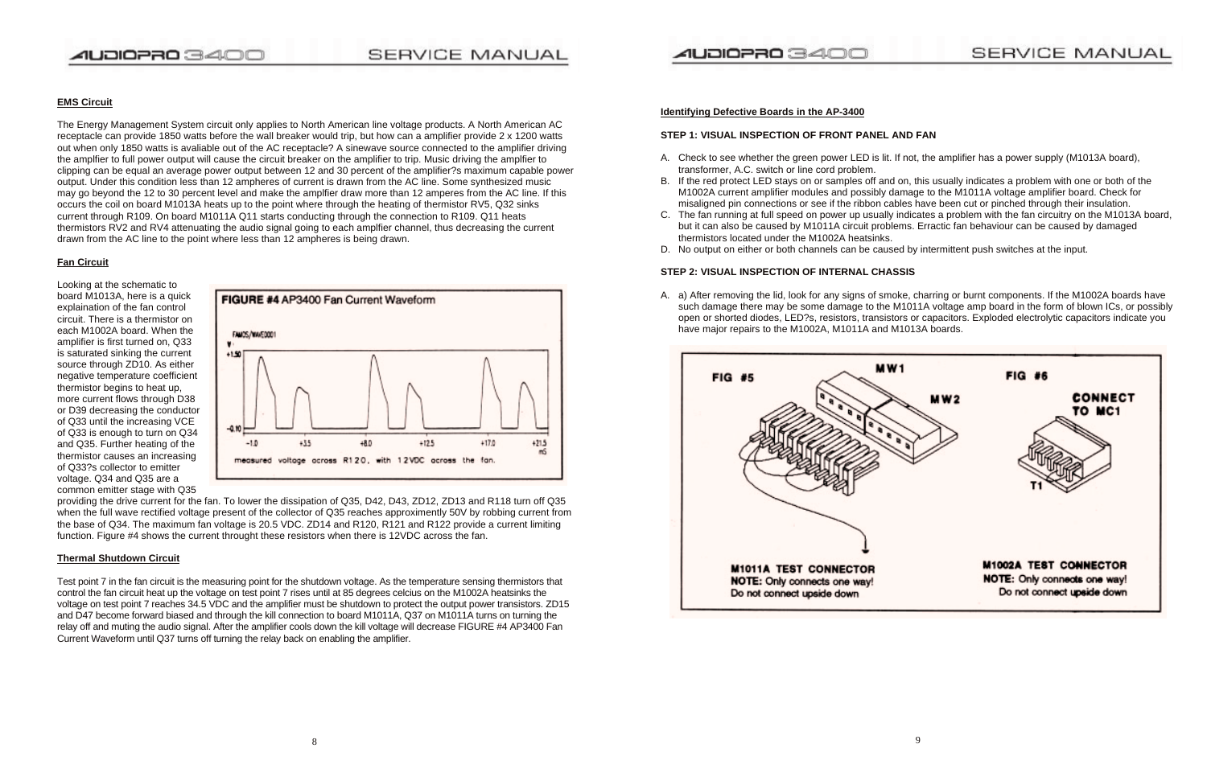## EMS Circuit

The Energy Management System circuit only applies to North American line voltage products. A North American AC receptacle can provide 1850 watts before the wall breaker would trip, but how can a amplifier provide 2 x 1200 watts out when only 1850 watts is avaliable out of the AC receptacle? A sinewave source connected to the amplifier driving the amplfier to full power output will cause the circuit breaker on the amplifier to trip. Music driving the amplfier to clipping can be equal an average power output between 12 and 30 percent of the amplifier?s maximum capable power output. Under this condition less than 12 ampheres of current is drawn from the AC line. Some synthesized music may go beyond the 12 to 30 percent level and make the amplfier draw more than 12 amperes from the AC line. If this occurs the coil on board M1013A heats up to the point where through the heating of thermistor RV5, Q32 sinks current through R109. On board M1011A Q11 starts conducting through the connection to R109. Q11 heats thermistors RV2 and RV4 attenuating the audio signal going to each amplfier channel, thus decreasing the current drawn from the AC line to the point where less than 12 ampheres is being drawn.

## Fan Circuit

Looking at the schematic to board M1013A, here is a quick explaination of the fan control circuit. There is a thermistor on each M1002A board. When the amplifier is first turned on, Q33 is saturated sinking the current source through ZD10. As either negative temperature coefficient thermistor begins to heat up, more current flows through D38 or D39 decreasing the conductor of Q33 until the increasing VCE of Q33 is enough to turn on Q34 and Q35. Further heating of the thermistor causes an increasing of Q33?s collector to emitter voltage. Q34 and Q35 are a common emitter stage with Q35 providing the drive current for the fan. To lower the dissipation of Q35, D42, D43, ZD12, ZD13 and R118 turn off Q35 when the full wave rectified voltage present of the collector of Q35 reaches approximently 50V by robbing current from the base of Q34. The maximum fan voltage is 20.5 VDC. ZD14 and R120, R121 and R122 provide a current limiting function. Figure #4 shows the current throught these resistors when there is 12VDC across the fan.

**FIGURE #4** AP3400 Fan Current Waveform

measured voltage across R120, with 12VDC across the fan.

## Thermal Shutdown Circuit

Test point 7 in the fan circuit is the measuring point for the shutdown voltage. As the temperature sensing thermistors that control the fan circuit heat up the voltage on test point 7 rises until at 85 degrees celcius on the M1002A heatsinks the voltage on test point 7 reaches 34.5 VDC and the amplifier must be shutdown to protect the output power transistors. ZD15 and D47 become forward biased and through the kill connection to board M1011A, Q37 on M1011A turns on turning the relay off and muting the audio signal. After the amplifier cools down the kill voltage will decrease FIGURE #4 AP3400 Fan Current Waveform until Q37 turns off turning the relay back on enabling the amplifier.

## Identifying Defective Boards in the AP-3400

### STEP 1: VISUAL INSPECTION OF FRONT PANEL AND FAN

A. Check to see whether the green power LED is lit. If not, the amplifier has a power supply (M1013A board), transformer, A.C. switch or line cord problem.
B. If the red protect LED stays on or samples off and on, this usually indicates a problem with one or both of the M1002A current amplifier modules and possibly damage to the M1011A voltage amplifier board. Check for misaligned pin connections or see if the ribbon cables have been cut or pinched through their insulation.
C. The fan running at full speed on power up usually indicates a problem with the fan circuitry on the M1013A board, but it can also be caused by M1011A circuit problems. Erractic fan behaviour can be caused by damaged thermistors located under the M1002A heatsinks.
D. No output on either or both channels can be caused by intermittent push switches at the input.

### STEP 2: VISUAL INSPECTION OF INTERNAL CHASSIS

A. a) After removing the lid, look for any signs of smoke, charring or burnt components. If the M1002A boards have such damage there may be some damage to the M1011A voltage amp board in the form of blown ICs, or possibly open or shorted diodes, LED?s, resistors, transistors or capacitors. Exploded electrolytic capacitors indicate you have major repairs to the M1002A, M1011A and M1013A boards.

**FIG #5**

**M1011A TEST CONNECTOR**
**NOTE:** Only connects one way! Do not connect upside down

**FIG #6**

**M1002A TEST CONNECTOR**
**NOTE:** Only connects one way! Do not connect upside down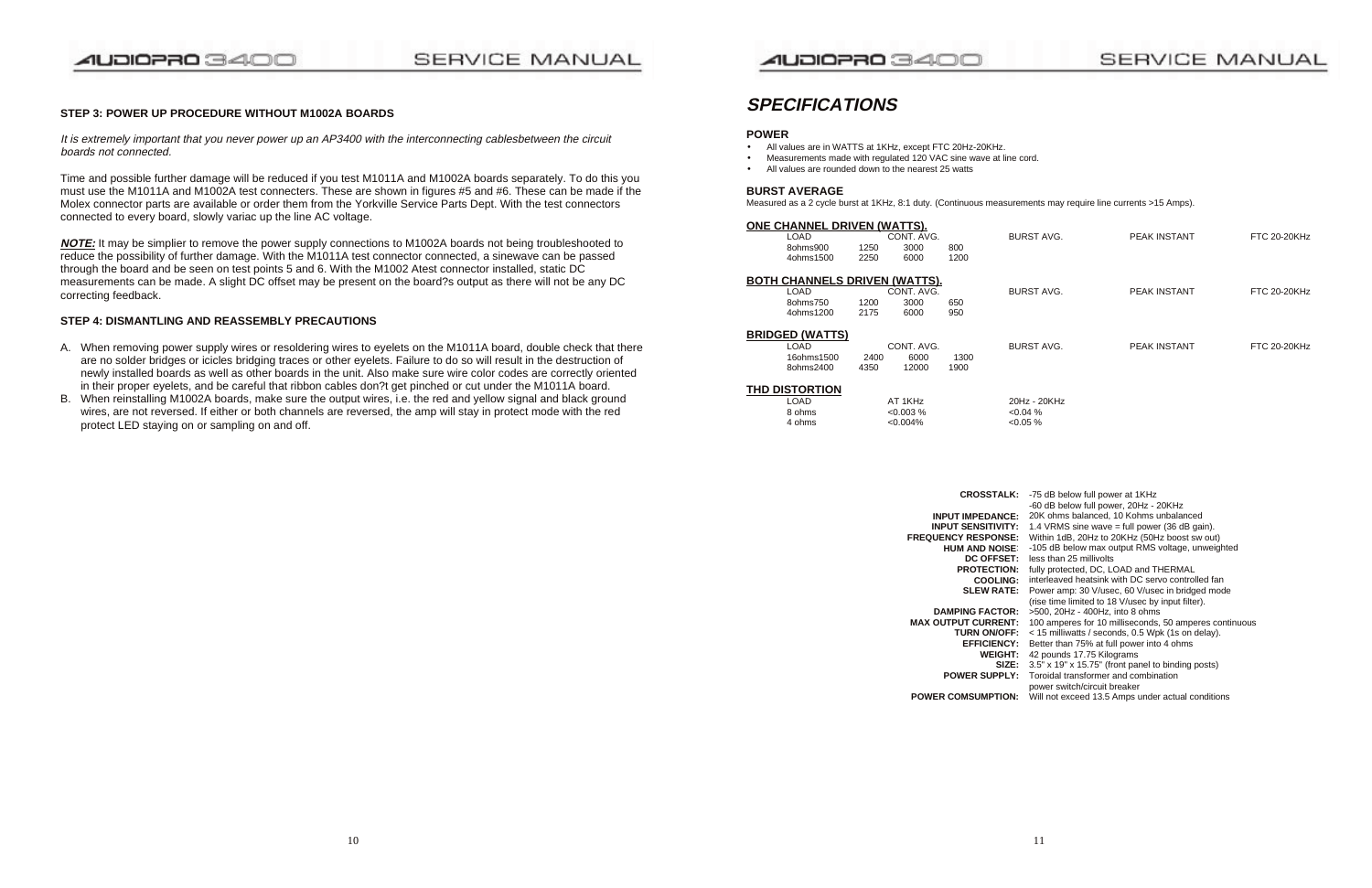### STEP 3: POWER UP PROCEDURE WITHOUT M1002A BOARDS

*It is extremely important that you never power up an AP3400 with the interconnecting cablesbetween the circuit boards not connected.*

Time and possible further damage will be reduced if you test M1011A and M1002A boards separately. To do this you must use the M1011A and M1002A test connecters. These are shown in figures #5 and #6. These can be made if the Molex connector parts are available or order them from the Yorkville Service Parts Dept. With the test connectors connected to every board, slowly variac up the line AC voltage.

***NOTE:*** It may be simplier to remove the power supply connections to M1002A boards not being troubleshooted to reduce the possibility of further damage. With the M1011A test connector connected, a sinewave can be passed through the board and be seen on test points 5 and 6. With the M1002 Atest connector installed, static DC measurements can be made. A slight DC offset may be present on the board?s output as there will not be any DC correcting feedback.

### STEP 4: DISMANTLING AND REASSEMBLY PRECAUTIONS

A. When removing power supply wires or resoldering wires to eyelets on the M1011A board, double check that there are no solder bridges or icicles bridging traces or other eyelets. Failure to do so will result in the destruction of newly installed boards as well as other boards in the unit. Also make sure wire color codes are correctly oriented in their proper eyelets, and be careful that ribbon cables don?t get pinched or cut under the M1011A board.

B. When reinstalling M1002A boards, make sure the output wires, i.e. the red and yellow signal and black ground wires, are not reversed. If either or both channels are reversed, the amp will stay in protect mode with the red protect LED staying on or sampling on and off.

# *SPECIFICATIONS*

### POWER

- All values are in WATTS at 1KHz, except FTC 20Hz-20KHz.
- Measurements made with regulated 120 VAC sine wave at line cord.
- All values are rounded down to the nearest 25 watts

### BURST AVERAGE

Measured as a 2 cycle burst at 1KHz, 8:1 duty. (Continuous measurements may require line currents >15 Amps).

**ONE CHANNEL DRIVEN (WATTS).**

| LOAD | CONT. AVG. | BURST AVG. | PEAK INSTANT | FTC 20-20KHz |
|---|---|---|---|---|
| 8ohms | 900 | 1250 | 3000 | 800 |
| 4ohms | 1500 | 2250 | 6000 | 1200 |

**BOTH CHANNELS DRIVEN (WATTS).**

| LOAD | CONT. AVG. | BURST AVG. | PEAK INSTANT | FTC 20-20KHz |
|---|---|---|---|---|
| 8ohms | 750 | 1200 | 3000 | 650 |
| 4ohms | 1200 | 2175 | 6000 | 950 |

**BRIDGED (WATTS)**

| LOAD | CONT. AVG. | BURST AVG. | PEAK INSTANT | FTC 20-20KHz |
|---|---|---|---|---|
| 16ohms | 1500 | 2400 | 6000 | 1300 |
| 8ohms | 2400 | 4350 | 12000 | 1900 |

**THD DISTORTION**

| LOAD | AT 1KHz | 20Hz - 20KHz |
|---|---|---|
| 8 ohms | <0.003 % | <0.04 % |
| 4 ohms | <0.004% | <0.05 % |

**CROSSTALK:** -75 dB below full power at 1KHz
-60 dB below full power, 20Hz - 20KHz
**INPUT IMPEDANCE:** 20K ohms balanced, 10 Kohms unbalanced
**INPUT SENSITIVITY:** 1.4 VRMS sine wave = full power (36 dB gain).
**FREQUENCY RESPONSE:** Within 1dB, 20Hz to 20KHz (50Hz boost sw out)
**HUM AND NOISE:** -105 dB below max output RMS voltage, unweighted
**DC OFFSET:** less than 25 millivolts
**PROTECTION:** fully protected, DC, LOAD and THERMAL
**COOLING:** interleaved heatsink with DC servo controlled fan
**SLEW RATE:** Power amp: 30 V/usec, 60 V/usec in bridged mode
(rise time limited to 18 V/usec by input filter).
**DAMPING FACTOR:** >500, 20Hz - 400Hz, into 8 ohms
**MAX OUTPUT CURRENT:** 100 amperes for 10 milliseconds, 50 amperes continuous
**TURN ON/OFF:** < 15 milliwatts / seconds, 0.5 Wpk (1s on delay).
**EFFICIENCY:** Better than 75% at full power into 4 ohms
**WEIGHT:** 42 pounds 17.75 Kilograms
**SIZE:** 3.5" x 19" x 15.75" (front panel to binding posts)
**POWER SUPPLY:** Toroidal transformer and combination
power switch/circuit breaker
**POWER COMSUMPTION:** Will not exceed 13.5 Amps under actual conditions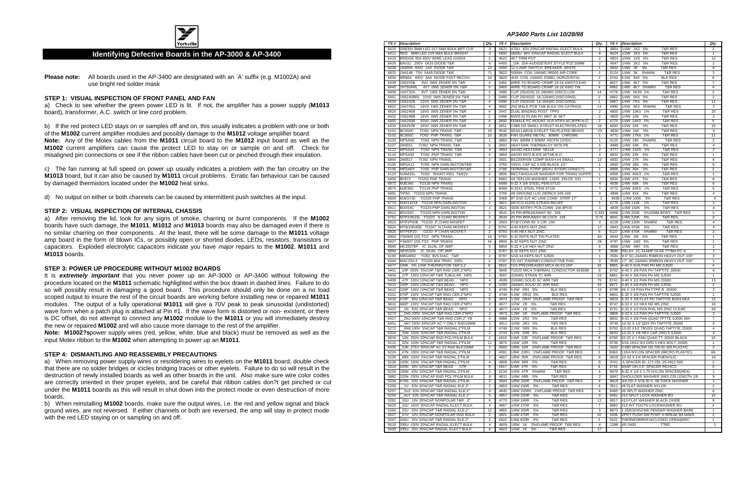Yorkville

## Identifying Defective Boards in the AP-3000 & AP-3400

**Please note:** All boards used in the AP-3400 are designated with an `A' suffix (e.g. M1002A) and use bright red solder mask

### STEP 1: VISUAL INSPECTION OF FRONT PANEL AND FAN

a) Check to see whether the green power LED is lit. If not, the amplifier has a power supply (**M1013** board), transformer, A.C. switch or line cord problem.

b) If the red protect LED stays on or samples off and on, this usually indicates a problem with one or both of the **M1002** current amplifier modules and possibly damage to the **M1012** voltage amplifier board.
**Note:** Any of the Molex cables from the **M1011** circuit board to the **M1012** input board as well as the **M1002** current amplifiers can cause the protect LED to stay on or sample on and off. Check for misaligned pin connections or see if the ribbon cables have been cut or pinched through their insulation.

c) The fan running at full speed on power up usually indicates a problem with the fan circuitry on the **M1013** board, but it can also be caused by **M1011** circuit problems. Erratic fan behaviour can be caused by damaged thermistors located under the **M1002** heat sinks.

d) No output on either or both channels can be caused by intermittent push switches at the input.

### STEP 2: VISUAL INSPECTION OF INTERNAL CHASSIS

a) After removing the lid, look for any signs of smoke, charring or burnt components. If the **M1002** boards have such damage, the **M1011**, **M1012** and **M1013** boards may also be damaged even if there is no similar charring on their components. At the least, there will be some damage to the **M1011** voltage amp board in the form of blown ICs, or possibly open or shorted diodes, LEDs, resistors, transistors or capacitors. Exploded electrolytic capacitors indicate you have *major* repairs to the **M1002**, **M1011** and **M1013** boards.

### STEP 3: POWER UP PROCEDURE WITHOUT M1002 BOARDS

It is ***extremely important*** that you never power up an AP-3000 or AP-3400 without following the procedure located on the **M1011** schematic highlighted within the box drawn in dashed lines. Failure to do so will possibly result in damaging a good board. This procedure should only be done on a no load scoped output to insure the rest of the circuit boards are working before installing new or repaired **M1011** modules. The output of a fully operational **M1011** will give a 70V peak to peak sinusoidal (undistorted) wave form when a patch plug is attached at Pin #1. If the wave form is distorted or non- existent, or there is DC offset, do not attempt to connect any **M1002** module to the **M1011** or you will immediately destroy the new or repaired **M1002** and will also cause more damage to the rest of the amplifier.
**Note: M1002?s**power supply wires (red, yellow, white, blue and black) must be removed as well as the input Molex ribbon to the **M1002** when attempting to power up an **M1011**.

### STEP 4: DISMANTLING AND REASSEMBLY PRECAUTIONS

a) When removing power supply wires or resoldering wires to eyelets on the **M1011** board, double check that there are no solder bridges or icicles bridging traces or other eyelets. Failure to do so will result in the destruction of newly installed boards as well as other boards in the unit. Also make sure wire color codes are correctly oriented in their proper eyelets, and be careful that ribbon cables don?t get pinched or cut under the **M1011** boards as this will result in shut down into the protect mode or even destruction of more boards.

b) When reinstalling **M1002** boards, make sure the output wires, i.e. the red and yellow signal and black ground wires, are not reversed. If either channels or both are reversed, the amp will stay in protect mode with the red LED staying on or sampling on and off.

## AP3400 Parts List 10/28/98

| YS # | Description | Qty. | YS # | Description | Qty. | YS # | Description | Qty. |
|---|---|---|---|---|---|---|---|---|
| 6410 | GREEN 3MM LED 1V7 5MA BULK BRT CLR | 3 | 5621 | 470U 63V 20%CAP RADIAL ELECT BULK | 1 | 4854 | 1/4W 1K2 5% T&R RES | 2 |
| 6411 | RED 3MM LED 1V9 5MA BULK BRIGHT | 3 | 5892 | 6800U 80V 10%CAP RADIAL ELECT BULK | 8 | 4624 | 1/2W 1K5 5% T&R RES | 1 |
| 6419 | BRIDGE 35A 400V WIRE LEAD GI3504 | 2 | 4522 | 4K7 TRIM POT | 2 | 4824 | 1/4W 1K5 5% T&R RES | 12 |
| 6425 | BAV21 200V 0A25 DIODE T&R | 6 | 4400 | 10K 25A-AUD/DETENT STYLE'P15"16MM | 2 | 4847 | 1/4W 2K2 5% T&R RES | 2 |
| 6438 | 1N4004 400V 1A0 DIODE T&R | 10 | 3590 | 12.0 AMP SWITCH BREAKER WHITE | 1 | 4804 | 1/4W 3K 5% T&R RES | 8 |
| 6825 | 1N4148 75V 0A45 DIODE T&R | 71 | 3822 | 500NH COIL 18AWG 0R000 AIR CORE | 1 | 6124 | 1/4W 3K 5%MINI T&R RES | 2 |
| 6934 | MR854 400V 3A0 DIODE FAST RECOV | 24 | 3820 | 4UH COIL 14AWG Z0BEL HORIZONTAL | 2 | 4744 | 5.0W 3K6 5% BLK RES | 8 |
| 6439 | 1N5225B 3V0 0W5 ZENER 5% T&R | 4 | 3464 | WIRE TO BOARD CRIMP 18-24 AWGT/LEAD | 2 | 4827 | 1/4W 4K7 5% T&R RES | 7 |
| 6440 | 1N750ARL 4V7 0W5 ZENER 5% T&R | 5 | 3465 | WIRE TO BOARD CRIMP 16-18 AWG TIN | 4 | 4982 | 1/4W 4K7 5%MINI T&R RES | 4 |
| 6459 | 1N4732A 4V7 1W0 ZENER 5% T&R | 2 | 3486 | CLIP 250X032 22-18AWG DISCO-LOK | 14 | 4778 | 1/4W 5K36 1% T&R RES | 2 |
| 6461 | 1N5240BRL 10V0 0W5 ZENER 5% T&R | 1 | 3489 | CLIP 250X032 18-22AWG DISCO/INSL | 2 | 4862 | 1/4W 5K6 5% T&R RES | 2 |
| 6450 | 1N5242B 12V0 0W5 ZENER 5% T&R | 4 | 3490 | CLIP 250X032 14-16AWG DISCO/INSL | 1 | 4887 | 1/4W 7K5 5% T&R RES | 11 |
| 6822 | 1N4745A 16V0 1W0 ZENER 5% T&R | 4 | 3682 | 250 MALE PCB TAB BULK ON CATRIGE | 14 | 4990 | 1/4W 8K2 5%MINI T&R RES | 2 |
| 6824 | 1N5246B 16V0 0W5 ZENER 5% T&R | 4 | 3447 | DUAL BINDING POST TPP3 | 2 | 4800 | 1/4W 10K0 1% T&R RES | 20 |
| 6432 | 1N5248B 18V0 0W5 ZENER 5% T&R | 2 | 3498 | M203-02 PLAIN PC MNT 3K SKT | 2 | 4829 | 1/4W 10K 5% T&R RES | 2 |
| 6465 | 1N5250B 20V0 0W5 ZENER 5% T&R | 4 | 3660 | FEMALE PC MOUNT XLR NTRX.NC3FPR-H-O | 2 | 4775 | 1/4W 14K0 1% T&R RES | 5 |
| 6433 | 1N5257B 33V0 0W5 ZENER 5% T&R | 3 | 3451 | 0.089 OD SMALL EYELET ELECTROPLATED | 18 | 4630 | 1/2W 15K 5% T&R RES | 10 |
| 5101 | BC550C TO92 NPN TRANS. T&R | 19 | 3542 | SE44 LARGE EYELET TIN-PLATED BRASS | 23 | 4830 | 1/4W 15K 5% T&R RES | 5 |
| 5102 | BC560C TO92 PNP TRANS. T&R | 10 | 3630 | FAN GUARD METAL 80MM CHROME | 1 | 4771 | 1/4W 17K8 1% T&R RES | 11 |
| 5103 | MPSA06 TO92 NPN TRANS. T&R | 1 | 3860 | FAN 80MM X 80MM 40CFM 12VDC | 1 | 6125 | 1/4W 18K 5%MINI T&R RES | 2 |
| 5107 | 2N5551 TO92 NPN TRANS. T&R | 5 | 3692 | HEATSINK THERMALOY 6079-PB | 5 | 4885 | 1/4W 20K 5% T&R RES | 4 |
| 5113 | MPSA42 TO92 NPN TRANS T&R | 4 | 3893 | AAVID HEATSINK 5811B | 2 | 4777 | 1/4W 21K5 1% T&R RES | 2 |
| 5114 | MPSA92 TO92 PNP TRANS T&R | 5 | 3894 | AAVID 5972-B H/S W/TAB B.O. | 4 | 4832 | 1/4W 22K 5% T&R RES | 1 |
| 6854 | 2N6517 TO92 NPN TRANS. | 2 | 3501 | B52200F006 COMP WASH #4 SMALL | 13 | 4833 | 1/4W 27K 5% T&R RES | 6 |
| 5105 | MPSA13 TO92 NPN DARLINGTONT&R | 1 | 3750 | VINYL CAP SC 0.500 BLACK 1/2" | 1 | 4840 | 1/4W 33K 5% T&R RES | 6 |
| 5106 | MPSA63 TO92 PNP DARLINGTONT&R | 3 | 3789 | TERMINAL STRIP (BEAU INTERCONNECT) | 1 | 4868 | 1/4W 36K 5% T&R RES | 2 |
| 5123 | MJM431L TO92 SHUNT REG T&R2V | 4 | 3806 | RECTANGULAR WASHER FOR TRANS SUPPR | 1 | 4908 | 1/4W 45K3 1% T&R RES | 1 |
| 6456 | BF872 TO202 PNP TRANS. | 1 | 8682 | #4 TEFLON WASHER .125ID .281OD .031 | 1 | 4834 | 1/4W 47K 5% T&R RES | 8 |
| 6873 | MJE340 TO126 NPN TRANS | 2 | 8498 | 6-32 X 3/8 STEEL PEM STUD | 4 | 4836 | 1/4W 68K 5% T&R RES | 6 |
| 6874 | MJE350 TO126 PNP TRANS. | 2 | 8499 | 6-32X1 STEEL PEM STUD | 7 | 4772 | 1/4W 82K5 1% T&R RES | 6 |
| 6891 | TIP50 TO220 NPN TRANS | 2 | 3795 | #8 GROUND LUG ZIERICK 505-169 | 3 | 4898 | 1/4W 91K 5% T&R RES | 4 |
| 6893 | MJE5730 TO220 PNP TRANS | 2 | 3468 | 87 3/16 SJT AC LINE CORD STRIP 17" | 1 | 4838 | 1/4W 100K 5% T&R RES | 4 |
| 6779 | MJH11018 TO218 NPN DARLINGTON | 1 | 3821 | HEYCO #1200 STRAIN RELIEF | 1 | 4776 | 1/4W 113K 1% T&R RES | 2 |
| 6911 | BDX54C TO220 PNP DARLINGTON | 1 | 3521 | SIDE ENTRY PCB CONN .156 8POS | 1 | 4839 | 1/4W 150K 5% T&R RES | 4 |
| 6912 | BDX53C TO220 NPN DARLINGTON | 1 | 3541 | 24 PIN BREAKAWAY 90 .156 | 0.333 | 4668 | 2.0W 220K 5%10MM BODY T&R RES | 2 |
| 6752 | MTP10N15L TO220 N CHAN MOSFET | 2 | 3543 | 20 PIN BRKAWAY 90 LOCK .156 | 0.75 | 4841 | 1/4W 220K 5% T&R RES | 3 |
| 6923 | MTP2P50E TO220 P CHAN MOSFET | 4 | 3593 | PCB CONN 90 5 CIR .156 | 3 | 6126 | 1/4W 220K 5%MINI T&R RES | 4 |
| 6924 | MTW10N40E TO247 N CHAN MOSFET | 2 | 8701 | 4-40 KEPS NUT ZINC | 17 | 4843 | 1/4W 470K 5% T&R RES | 4 |
| 6925 | MTP8P20 O220 P CHAN MOSFET | 2 | 8793 | 4-40 HEX NUT ZINC | 6 | 6127 | 1/4W 470K 5%MINI T&R RES | 2 |
| 6900 | YS6900 (22) TO3 NPN TRANS. | 16 | 8760 | 6-32 KEPS NUT TIN PLATED | 64 | 4844 | 1/4W 1M 5% T&R RES | 1 |
| 6927 | YS6927 (23) TO3 PNP TRANS. | 16 | 8800 | 6-32 KEPS NUT ZINC | 28 | 4797 | 1/4W 1M2 5% T&R RES | 1 |
| 6840 | MC33078P IC DUAL OP AMP | 5 | 8854 | 6-32 X 1/4 HEX NUT ZINC | 6 | 4888 | 1/4W 4M7 5% T&R RES | 2 |
| 6884 | NE5532N IC DUAL OP AMP | 1 | 8787 | 8-32 KEPS NUT ZINC | 3 | 3699 | RELAY 2C 01AMP DC48 ???MA PC-S | 1 |
| 5190 | MBS4992 TO92 8V5 DIAC T&R | 2 | 8797 | 5/16-18 KEPS NUT SJ500 | 1 | 3594 | 9.5" 5C-24AWG RIBBON HEAVY DUT.100" | 3 |
| 6444 | MAC224-4 TO220 40A TRIAC 200V | 2 | 3797 | TO-247 THERMO CONDUCTIVE PAD | 3 | 3595 | 17" 8C-24AWG RIBBON HEAVY DUT.100" | 1 |
| 6477 | 100K 5% 1/4W THERMISTOR T&R 0.2 | 8 | 3815 | TO3 PREGREASED MICA 56-03-2AP | 32 | 8865 | 4-40 X 5/16 PAN PH MS SJ500 | 4 |
| 5401 | 10P 500V 5%CAP T&R RAD CER.2"NPO | 4 | 3846 | TO220 MICA THERMAL CONDUCTOR 56359B | 8 | 8742 | 4-40 X 3/8 PAN PH TAPTITE J5500 | 4 |
| 5404 | 27P 100V 10%CAP T&R TUBULAR NPO | 2 | 4597 | 22AWG STRAN TC WIR | 19 | 8861 | 4-40 X 3/8 PAN PH MS SJ500 | 1 |
| 5408 | 47P 100V10%CAP T&R BEAD NPO | 4 | 4599 | 22AWG SOLID SC WIR T&R | 79 | 8741 | 4-40 X 1/2 PAN PH MS J5500 | 13 |
| 5410 | 100P 100V10%CAP T&R BEAD NPO | 4 | 5299 | 24AWG SOLID SC WIR RAD | 43 | 8871 | 4-40 X 5/8 PAN PH MS SJ500 | 2 |
| 5412 | 220P 100V10%CAP T&R BEAD NPO | 2 | 4745 | 5.0W 0R1 5% BLK RES | 12 | 8799 | #6 X 1/4 PAN PH TYPE B JS500 | 2 |
| 5201 | 470P 100V 5%CAP T&R RAD CER.2"NPO | 2 | 4749 | 5.0W 0R15 5% BLK RES | 4 | 8801 | 6-32 X 3/8 PAN PH TAPTITE SJ500 | 1 |
| 5416 | 470P 50V10%CAP T&R BEAD NPO | 6 | 4974 | 1/2W 0R47 5%FLAME PROOF T&R RES | 4 | 8829 | 6-32 X 3/8 FLAT PH TAPTITE BO#4 HEA | 15 |
| 5816 | 680P 100V 5%CAP T&R RAD CER.2"NPO | 2 | 4677 | 1/2W 1R 5% T&R RES | 4 | 8747 | 6-32 X 1/2 HEX ND MS ZINC | 16 |
| 5422 | 1N 50V10%CAP T&R BEAD NPO | 2 | 4877 | 1/4W 1R 5% T&R RES | 2 | 8761 | 6-32 X 1/2 PAN PHIL MS ZINC CLEAR | 64 |
| 5273 | 1N5 200V 5%CAP T&R RAD CER.2"NPO | 2 | 4973 | 1.0W 1R 5%FLAME PROOF T&R RES | 4 | 8806 | 6-32 X 1/2 PAN PH TAPTITE SJ500 | 2 |
| 5427 | 2N2 500V 10%CAP T&R RAD CER.2" YB | 4 | 4688 | 1/2W 2R2 5% T&R RES | 7 | 8802 | 6-32 X 3/8 PAN QUAD TPTTE SJ500 #6H | 7 |
| 6451 | 4N7 250V 20%CAP AC Y ONLY RAD10MM | 1 | 4911 | 1/4W 2R2 5% T&R RES | 8 | 8749 | 10-32 X 1/2 QDX PH TAPTITE JS500 | 6 |
| 5272 | 6N8 100V 5%CAP T&R RADIAL.2"FILM | 2 | 4748 | 2.0W 3R9 5% BLK RES | 8 | 8762 | 10-32 X1/2 TRUSS QUAD TAPTITE JS500 | 4 |
| 5204 | 10N 100V 10%CAP T&R RADIAL.2"FILM | 2 | 4733 | 5.0W 5R6 5% BLK RES | 4 | 8833 | 10-32 X 7/8 HEX CAP GRD 5 SJ500 | 4 |
| 5834 | 10N 250V 20%CAP RAD POLYFILM BULK | 2 | 4610 | 1/4W 10R 2%FLAME PROOF T&R RES | 8 | 8783 | 10-32 X 1 PAN QUAD TT JS500 BLACK | 10 |
| 5210 | 22N 100V 10%CAP T&R RADIAL.2"FILM | 11 | 4875 | 1/4W 10R 5% T&R RES | 2 | 8736 | 5/16-18X2-3/4 GRD 5 HEX BOLT JS500 | 1 |
| 6435 | 22N 275V 20%CAP AC X2 RAD BLK15MM | 2 | 4592 | 1/8W 15R 2%FLAME PROOF T&R RES | 1 | 3433 | 0.880 SPACER OD.700 ID.330 PLASTIC | 2 |
| 5224 | 47N 100V 10%CAP T&R RADIAL.2"FILM | 2 | 4591 | 1/8W 22R1 1%FLAME PROOF T&R RES | 2 | 8663 | 11/64 NYLON SPACER (MICRO PLASTIC) | 66 |
| 5226 | 68N 100V 5%CAP T&R RADIAL.2"FILM | 2 | 4607 | 1/8W 39R 2%FLAME PROOF T&R RES | 8 | 8629 | 10-32 X 1/4 SPACER PHENOLIC | 16 |
| 5228 | 100N 100V 5%CAP T&R RADIAL.2"FILM | 4 | 4899 | 1/4W 39R 5% T&R RES | 8 | 3741 | .5 SPACER ID-.171 OD-.25 #912-500 | 2 |
| 5314 | 100N 50V10%CAP T&R BEAD X7R | 9 | 4817 | 1/4W 47R 5% T&R RES | 6 | 3743 | SNAP ON 0.5" SPACER RICHCO | 3 |
| 5229 | 150N 63V 10%CAP T&R RADIAL.2"FILM | 2 | 6134 | 1/4W 47R 5%MINI T&R RES | 4 | 8679 | 6-32 X 1/4 X 1.75 NYLON SPACER(HEX) | 1 |
| 5882 | 220N 250V 10%CAP RAD POLYFILM BULK | 6 | 4811 | 1/4W 68R 5% T&R RES | 2 | 8667 | SHOULDER WASHER SWS-229 LENGTH 1/8 | 9 |
| 5234 | 470N 63V 10%CAP T&R RADIAL.2"FILM | 2 | 4593 | 1/8W 150R 2%FLAME PROOF T&R RES | 4 | 8818 | 3/4 OD X 5/16 ID X .08 THICK WASHER | 1 |
| 5255 | 1U 63V 20%CAP T&R RADIAL ELE.2" | 2 | 4859 | 1/4W 150R 5% T&R RES | 4 | 3511 | #6 FLAT WASHER NYLON | 2 |
| 5257 | 2U2 63V 20%CAP T&R RADIAL ELE.2" | 4 | 4645 | 1/8W 220R0 1%FLAME PROOF T&R RES | 4 | 8485 | #6 SPLIT WASHER ZINC | 6 |
| 5259 | 4U7 63V 20%CAP T&R RADIAL ELE.2" | 5 | 4857 | 1/4W 220R 5% T&R RES | 3 | 8491 | #10 SPLIT LOCK WASHER BO | 10 |
| 5281 | 10U 16V 20%CAP NONPOLAR T&R .2" | 6 | 4770 | 1/4W 249R 1% T&R RES | 12 | 8817 | #10 FLAT WASHER BLACK OXIDE | 8 |
| 5629 | 10U 160V 20%CAP RADIAL ELECT BULK | 4 | 4867 | 1/4W 270R 5% T&R RES | 7 | 8850 | #10 INT TOOTH LOCKWASHER BO | 4 |
| 5260 | 22U 50V 20%CAP T&R RADIAL ELE.2" | 12 | 4855 | 1/4W 330R 5% T&R RES | 3 | 8873 | 1.250ODX5/16ID FENDER WASHER BARE | 1 |
| 5627 | 47U 10V 20%CAP NONPOLAR RAD BULK | 2 | 4821 | 1/4W 470R 5% T&R RES | 10 | 3436 | DPDT PUSH SW PCMT H BREAK B4 MAKE | 2 |
| 5267 | 100U 25V 20%CAP T&R RADIAL ELE.2" | 2 | 4822 | 1/4W 820R 5% T&R RES | 2 | 3422 | THERMO/BRKR:N/CLOSED OPEN@60C | 1 |
| 5619 | 330U 100V 20%CAP RADIAL ELECT BULK | 4 | 4609 | 1/8W 1K 2%FLAME PROOF T&R RES | 4 | 1288 | AP-3400 T?RD | 1 |
| 5630 | 330U 25V 20%CAP RADIAL ELECT BULK | 6 | 4823 | 1/4W 1K 5% T&R RES | 17 | | | |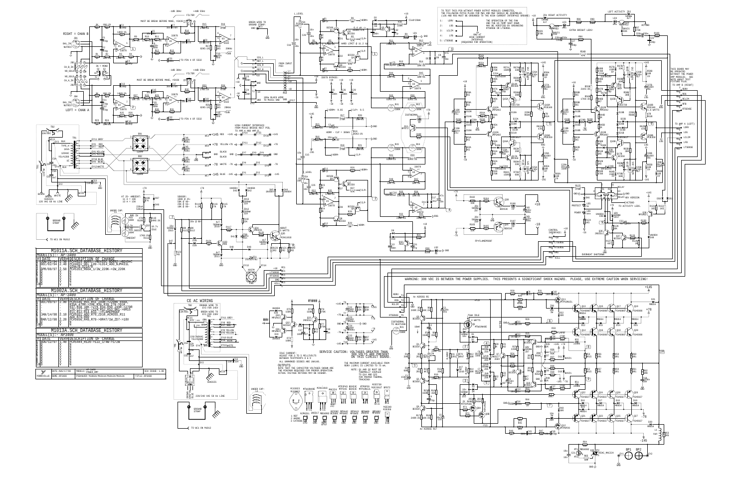TO TEST THIS PCB WITHOUT POWER OUTPUT MODULES CONNECTED, THE FOLLOWING PATCH PLUGS FOR MW1 AND MW2 SHOULD BE ASSEMBLED. (LDRV AND ROG MUST BE GROUNDED TO THE HIGH CURRENT INTERFACE GROUND)

THE OPERATION OF THE FAN AND THE HI-TEMP SHUT DOWN MAY BE VERIFIED BY GROUNDING RTSENSE OR LTSENSE.

THIS BOARD MAY BE OPERATED WITHOUT TWO POWER AMP MODULES. SEE NOTE ABOUT TEST FIXTURE PLUGS.

WARNING: 300 VDC IS BETWEEN THE POWER SUPPLIES. THIS PRESENTS A SIGNIFICANT SHOCK HAZARD. PLEASE, USE EXTREME CAUTION WHEN SERVICING!

SERVICE CAUTION: VOLTAGES GREATER THAN 300 VOLTS ARE PRESENT ON THIS CIRCUIT BOARD.

IDLE CURRENT: ADJUST FOR 3 TO 5 MILLIVOLTS BETWEEN TESTPOINTS 8 & 9

ALL UNMARKED DIODES ARE 1N4148.

OUTPUTS

NOTE THAT THE CAPACITOR VOLTAGES SHOWN ARE THE MINIMUM REQUIRED FOR PROPER OPERATION. ACTUAL VOLTAGE RATINGS MAY BE HIGHER.

THE MAXIMUM CURRENT AVAILABLE FROM RDRV (LDRV) IS LIMITED TO 75 mA.

NOTE: Q1 AND Q2 MUST BE THERMALLY COUPLED TO Q14 AND Q22 FOR PROPER THERMAL TRACKING

M1011A.SCH_DATABASE_HISTORY

MODEL(S):- AP-3400

| # | DATE | VER# | DESCRIPTION OF CHANGE |
|---|---|---|---|
|  | SEP/27/96 | 1.10 | C7→C12 REV: C14→22µ→AD/AD25→MC33078→NE5532→RA(MOD) ... |
|  | DEC/02/97 | 1.40 | C45,C50, Q13 ... |
|  | APR/08/97 | 2.50 | C5,R53 R88A 1/2W 220K→2W 220K |

M1002A.SCH_DATABASE_HISTORY

MODEL(S):- AP-3400

| # | DATE | VER# | DESCRIPTION OF CHANGE |
|---|---|---|---|
|  | DEC/09/97 | 2.00 | ... |
|  | JAN/14/98 | 2.10 | ... |
|  | MAR/12/98 | 2.20 | C5,C6 R45,R79→R847/1W ZD7→18V |

M1013A.SCH_DATABASE_HISTORY

MODEL(S):- AP3400

| # | DATE | VER# | DESCRIPTION OF CHANGE |
|---|---|---|---|
|  | NOV/12/97 | 1.40 | C5,R444 R126→R122 1/4W→1/2W |

YORKVILLE | DATE: AUG/17/98 | MODELS: AP3400 POWER AMP | SCH ISSUE: 1.00 | NAME: AP3400 | PCB#: M1011A/M1011A/M1012A/M1013A | TITLE: AP3400

CE AC WIRING

220/240 VAC 50 Hz LINE

120 VAC 60 Hz LINE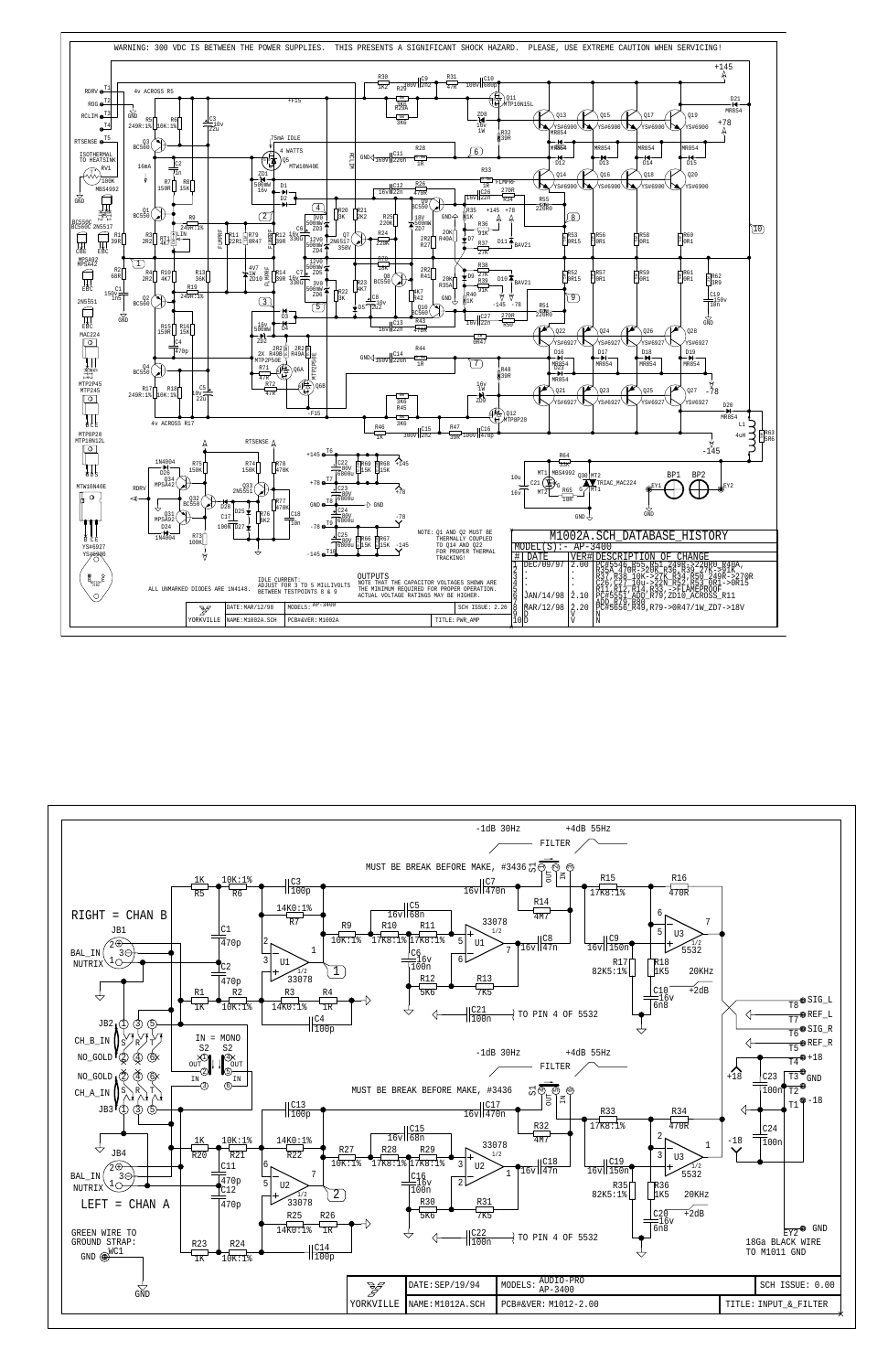WARNING: 300 VDC IS BETWEEN THE POWER SUPPLIES. THIS PRESENTS A SIGNIFICANT SHOCK HAZARD. PLEASE, USE EXTREME CAUTION WHEN SERVICING!

NOTE: Q1 AND Q2 MUST BE THERMALLY COUPLED TO Q14 AND Q22 FOR PROPER THERMAL TRACKING!

ALL UNMARKED DIODES ARE 1N4148.

IDLE CURRENT: ADJUST FOR 3 TO 5 MILLIVOLTS BETWEEN TESTPOINTS 8 & 9

OUTPUTS
NOTE THAT THE CAPACITOR VOLTAGES SHOWN ARE THE MINIMUM REQUIRED FOR PROPER OPERATION. ACTUAL VOLTAGE RATINGS MAY BE HIGHER.

| YORKVILLE | DATE: MAR/12/98 | MODELS: AP-3400 | SCH ISSUE: 2.20 |
|---|---|---|---|
| | NAME: M1002A.SCH | PCB#&VER: M1002A | TITLE: PWR_AMP |

M1002A.SCH_DATABASE_HISTORY

MODEL(S):- AP-3400

| # | DATE | VER# | DESCRIPTION OF CHANGE |
|---|---|---|---|
| 1 | DEC/09/97 | 2.00 | PC#5546 R55,R51 240R->220R0 R40A R35A 470R->20K R36 R39 27K->91K |
| 2 | . | . | R37,R38 10K->27K R57,R58 249R->270R |
| 3 | . | . | C26,C27 10u->22n R52,R53,R61->0R15 |
| 4 | . | . | R11,R12,R14,R33 ->FLAMEPROOF |
| 5 | JAN/14/98 | 2.10 | PC#5551 ADD R79,ZD10 ACROSS R11 |
| 6 | . | . | ADD R78,R80 |
| 7 | MAR/12/98 | 2.20 | PC#5656 R49,R79->0R47/1W ZD7->18V |
| 8 | D | V | N |
| 9 | D | V | N |
| 10 | D | V | N |

RIGHT = CHAN B

LEFT = CHAN A

MUST BE BREAK BEFORE MAKE, #3436

FILTER: -1dB 30Hz, +4dB 55Hz

IN = MONO

TO PIN 4 OF 5532

20KHz, +2dB

GREEN WIRE TO GROUND STRAP:

18Ga BLACK WIRE TO M1011 GND

| YORKVILLE | DATE: SEP/19/94 | MODELS: AUDIO-PRO AP-3400 | SCH ISSUE: 0.00 |
|---|---|---|---|
| | NAME: M1012A.SCH | PCB#&VER: M1012-2.00 | TITLE: INPUT_&_FILTER |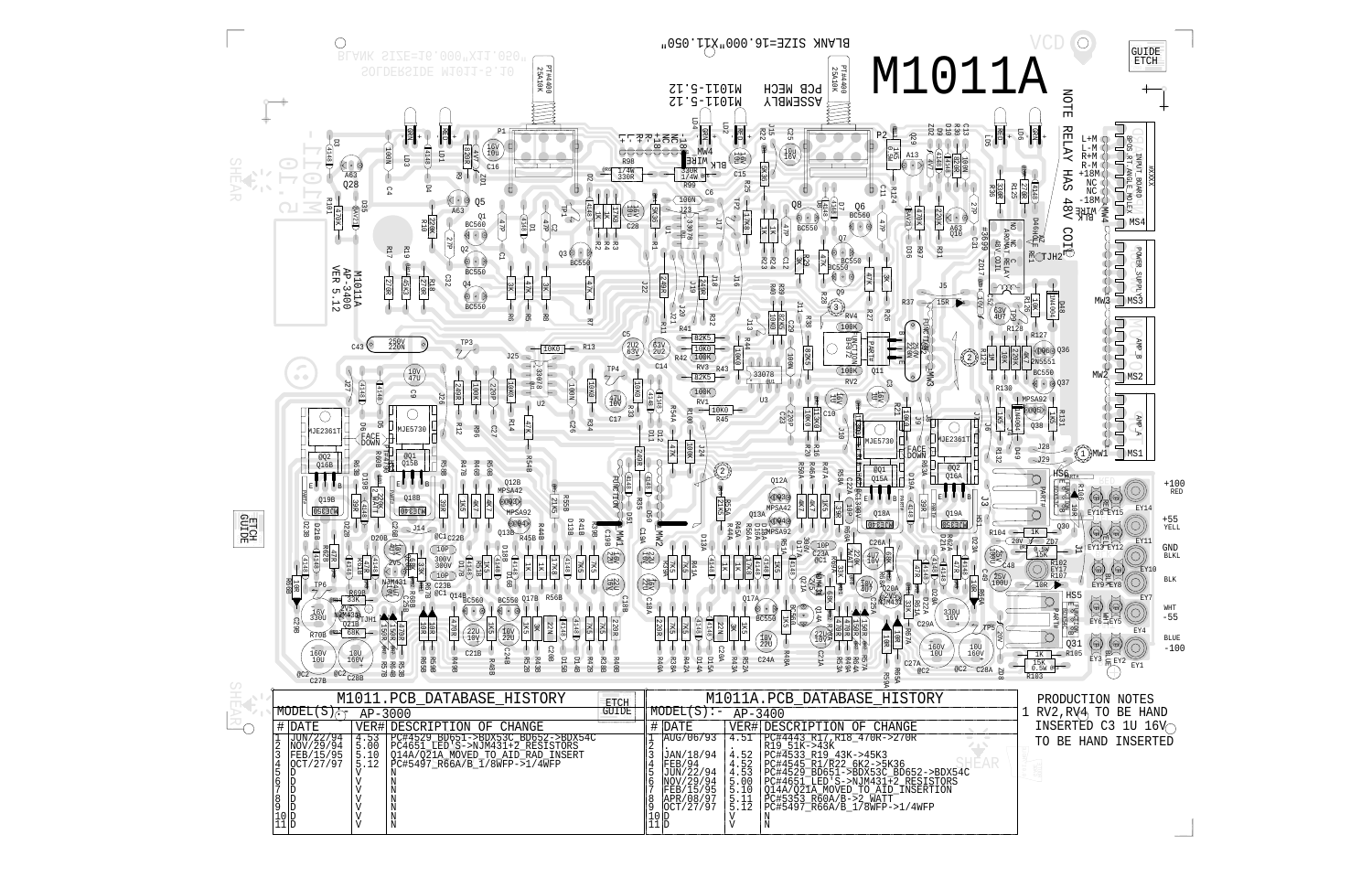# M1011A

NOTE RELAY HAS 48V COIL

BLANK SIZE=16.000"X11.050"

PCB MECH M1011-5.12

ASSEMBLY M1011-5.12

M1011A AP-3400 VER 5.12

## M1011.PCB_DATABASE_HISTORY

MODEL(S):- AP-3000

| # | DATE | VER# | DESCRIPTION OF CHANGE |
|---|---|---|---|
| 1 | JUN/22/94 | 4.53 | PC#4529 BD651->BDX53C BD652->BDX54C |
| 2 | NOV/29/94 | 5.00 | PC4651 LED'S->NJM431+2 RESISTORS |
| 3 | FEB/15/95 | 5.10 | Q14A/Q21A MOVED TO AID RAD INSERT |
| 4 | OCT/27/97 | 5.12 | PC#5497_R66A/B_1/8WFP->1/4WFP |
| 5 | D | V | N |
| 6 | D | V | N |
| 7 | D | V | N |
| 8 | D | V | N |
| 9 | D | V | N |
| 10 | D | V | N |
| 11 | D | V | N |

## M1011A.PCB_DATABASE_HISTORY

MODEL(S):- AP-3400

| # | DATE | VER# | DESCRIPTION OF CHANGE |
|---|---|---|---|
| 1 | AUG/06/93 | 4.51 | PC#4443_R17,R18_470R->270R R19_51K->43K |
| 2 | | | |
| 3 | JAN/18/94 | 4.52 | PC#4533 R19 43K->45K3 |
| 4 | FEB/94 | 4.52 | PC#4545_R1/R22_6K2->5K36 |
| 5 | JUN/22/94 | 4.53 | PC#4529_BD651->BDX53C_BD652->BDX54C |
| 6 | NOV/29/94 | 5.00 | PC#4651_LED'S->NJM431+2 RESISTORS |
| 7 | FEB/15/95 | 5.10 | Q14A/Q21A MOVED TO AID INSERTION |
| 8 | APR/08/97 | 5.11 | PC#5353_R60A/B->2 WATT |
| 9 | OCT/27/97 | 5.12 | PC#5497_R66A/B_1/8WFP->1/4WFP |
| 10 | D | V | N |
| 11 | D | V | N |

PRODUCTION NOTES

1 RV2,RV4 TO BE HAND INSERTED C3 1U 16V TO BE HAND INSERTED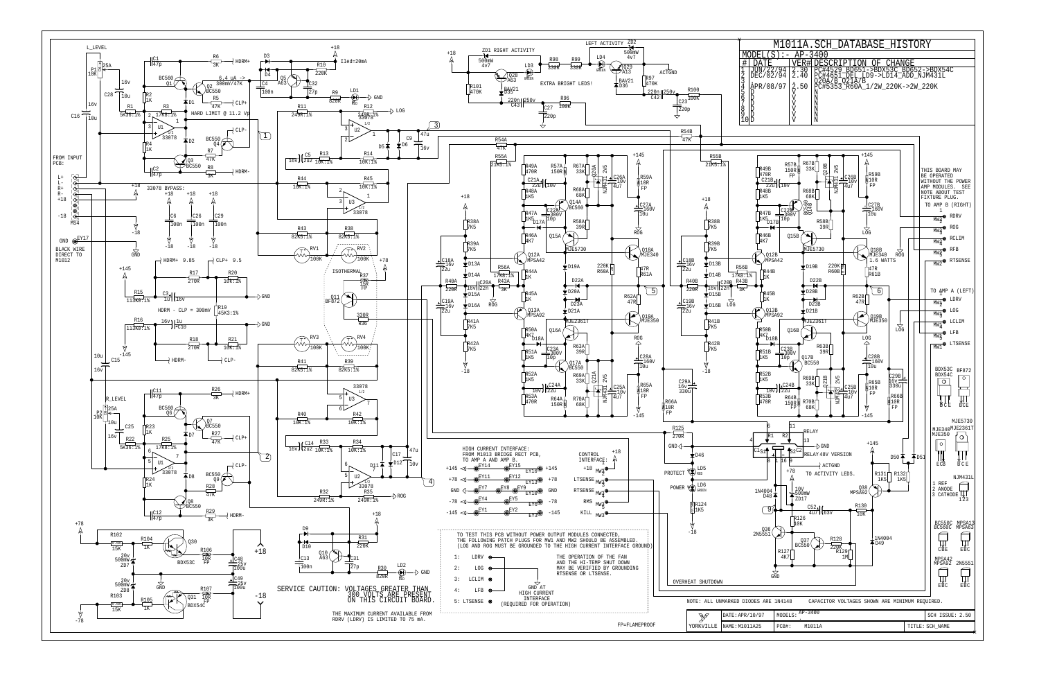# M1011A.SCH_DATABASE_HISTORY

MODEL(S):- AP-3400

| # | DATE | VER# | DESCRIPTION OF CHANGE |
|---|---|---|---|
| 1 | JUN/22/94 | 2.30 | PC#4529 BD651->BDX53C BD652->BDX54C |
| 2 | DEC/02/94 | 2.40 | PC#4651 DEL LD9->LD14 ADD NJM431L Q20A/B Q21A/B |
| 3 | | | |
| 4 | APR/08/97 | 2.50 | PC#5353 R60A 1/2W 220K->2W 220K |
| 5 | D | V | N |
| 6 | D | V | N |
| 7 | D | V | N |
| 8 | D | V | N |
| 9 | D | V | N |
| 10 | D | V | N |

L_LEVEL

R_LEVEL

FROM INPUT PCB:

L+
L-
R+
R-
+18
-18

MS4

GND EY17

BLACK WIRE DIRECT TO M1012

6.4 uA -> 300mV/47K

HARD LIMIT @ 11.2 Vp

Iled=20mA

33078 BYPASS:

HDRM+ 9.85

CLP+ 9.5

HDRM - CLP = 300mV

ISOTHERMAL

RIGHT ACTIVITY

LEFT ACTIVITY

EXTRA BRIGHT LEDS!

ACTGND

1.6 WATTS

THIS BOARD MAY BE OPERATED WITHOUT THE POWER AMP MODULES. SEE NOTE ABOUT TEST FIXTURE PLUG.

TO AMP B (RIGHT)

- MW2 1 RDRV
- MW2 2 ROG
- MW2 3 RCLIM
- MW2 4 RFB
- MW2 5 RTSENSE

TO AMP A (LEFT)

- MW1 1 LDRV
- MW1 2 LOG
- MW1 3 LCLIM
- MW1 4 LFB
- MW1 5 LTSENSE

BDX53C BDX54C — B C E

BF872 — B C E

MJE340 MJE350

MJE5730 MJE2361T — B C E

NJM431L

1 REF
2 ANODE
3 CATHODE

BC558C BC560C — C B E

MPSA13 MPSA63 — E B C

MPSA42 MPSA92 — E B C

2N5551 — E B C

HIGH CURRENT INTERFACE: FROM M1013 BRIDGE RECT PCB, TO AMP A AND AMP B.

| | | | |
|---|---|---|---|
| +145 | EY14 | EY15 / EY16 | +145 |
| +78 | EY11 | EY12 / EY13 | +78 |
| GND | EY7 / EY8 | EY9 / EY10 | GND |
| -78 | EY4 | EY5 / EY6 | -78 |
| -145 | EY1 | EY2 / EY3 | -145 |

CONTROL INTERFACE:

- +18 MW3 1
- LTSENSE MW3 2
- RTSENSE MW3 3
- RMS MW3 4
- KILL MW3 5

RELAY

RELAY 48V VERSION

PROTECT

POWER

TO ACTIVITY LEDS.

OVERHEAT SHUTDOWN

TO TEST THIS PCB WITHOUT POWER OUTPUT MODULES CONNECTED, THE FOLLOWING PATCH PLUGS FOR MW1 AND MW2 SHOULD BE ASSEMBLED. (LOG AND ROG MUST BE GROUNDED TO THE HIGH CURRENT INTERFACE GROUND)

1: LDRV
2: LOG
3: LCLIM
4: LFB
5: LTSENSE

GND AT HIGH CURRENT INTERFACE (REQUIRED FOR OPERATION)

THE OPERATION OF THE FAN AND THE HI-TEMP SHUT DOWN MAY BE VERIFIED BY GROUNDING RTSENSE OR LTSENSE.

SERVICE CAUTION: VOLTAGES GREATER THAN 300 VOLTS ARE PRESENT ON THIS CIRCUIT BOARD.

THE MAXIMUM CURRENT AVAILABLE FROM RDRV (LDRV) IS LIMITED TO 75 mA.

FP=FLAMEPROOF

NOTE: ALL UNMARKED DIODES ARE 1N4148 CAPACITOR VOLTAGES SHOWN ARE MINIMUM REQUIRED.

| | | | |
|---|---|---|---|
| YORKVILLE | DATE: APR/10/97 | MODELS: AP-3400 | SCH ISSUE: 2.50 |
| | NAME: M1011A25 | PCB#: M1011A | TITLE: SCH_NAME |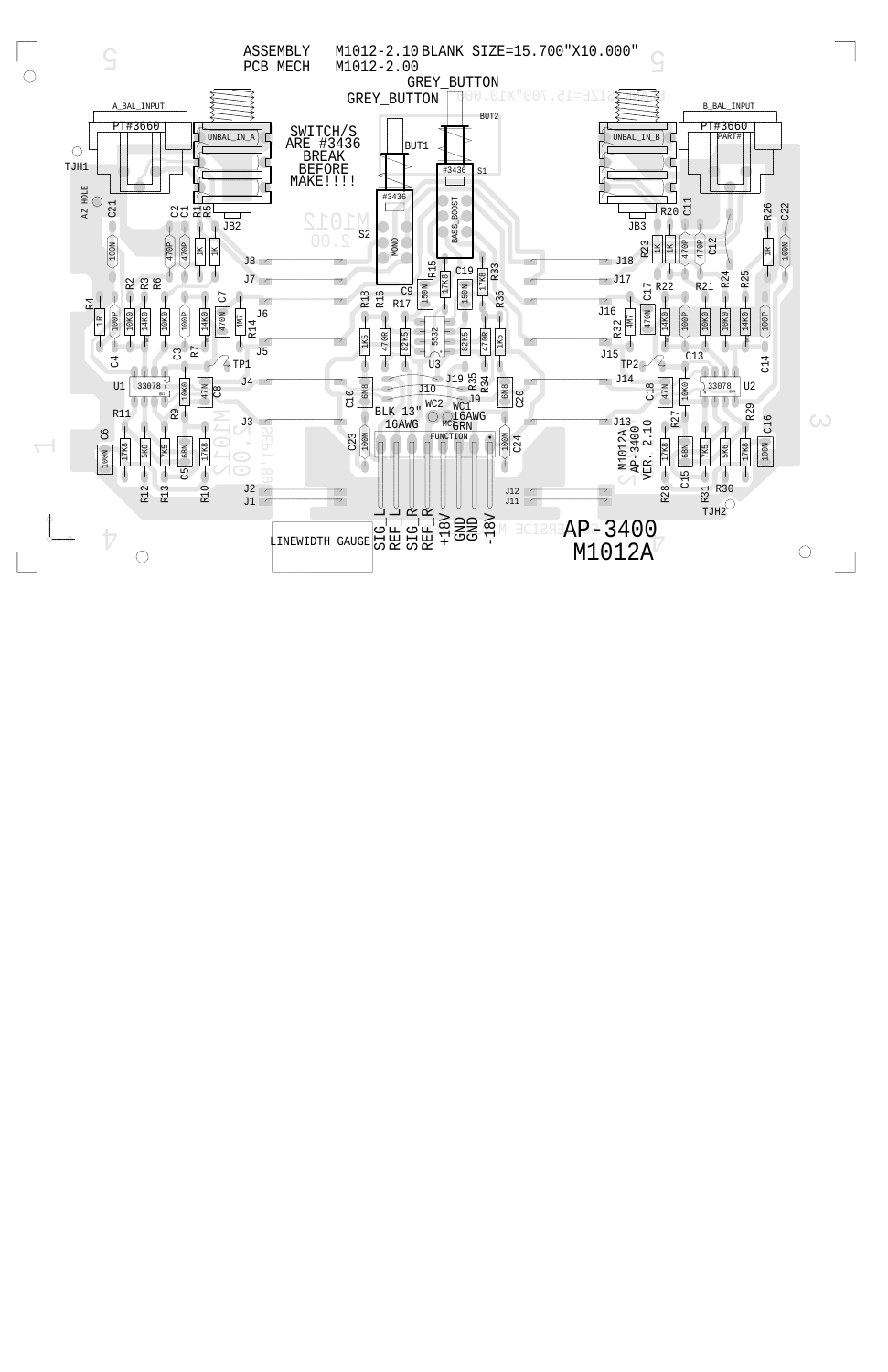ASSEMBLY M1012-2.10 BLANK SIZE=15.700"X10.000"

PCB MECH M1012-2.00

GREY_BUTTON

GREY_BUTTON

SWITCH/S ARE #3436 BREAK BEFORE MAKE!!!!

BLK 13" 16AWG

WC1 16AWG GRN

SIG_L
REF_L
SIG_R
REF_R
+18V
GND
GND
-18V

LINEWIDTH GAUGE

M1012A AP-3400 VER. 2.10

AP-3400
M1012A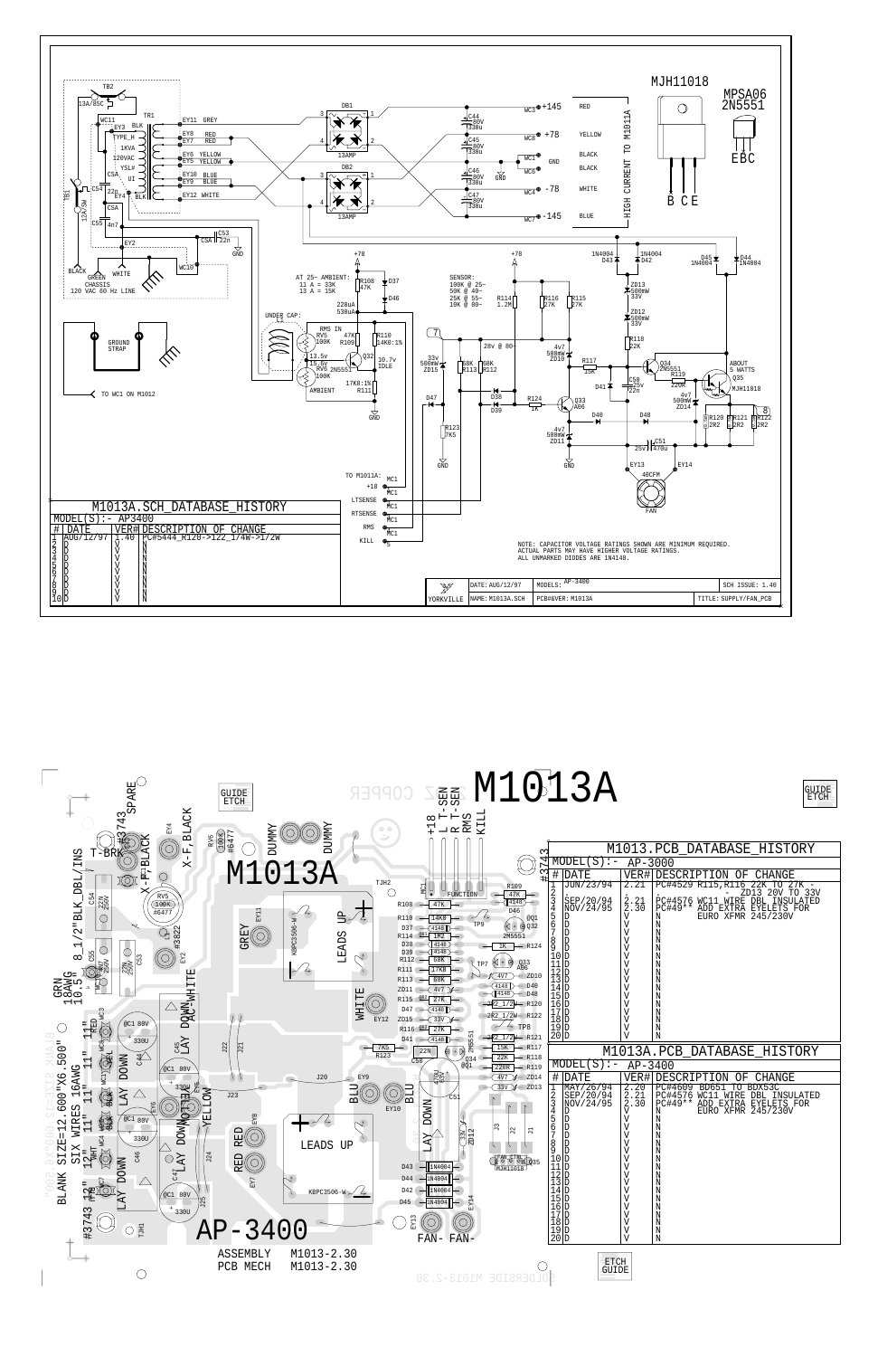## M1013A.SCH_DATABASE_HISTORY

MODEL(S):- AP3400

| # | DATE | VER# | DESCRIPTION OF CHANGE |
|---|---|---|---|
| 1 | AUG/12/97 | 1.40 | PC#5444 R120->122 1/4W->1/2W |
| 2 | D | V | N |
| 3 | D | V | N |
| 4 | D | V | N |
| 5 | D | V | N |
| 6 | D | V | N |
| 7 | D | V | N |
| 8 | D | V | N |
| 9 | D | V | N |
| 10 | D | V | N |

NOTE: CAPACITOR VOLTAGE RATINGS SHOWN ARE MINIMUM REQUIRED. ACTUAL PARTS MAY HAVE HIGHER VOLTAGE RATINGS. ALL UNMARKED DIODES ARE 1N4148.

| | | | |
|---|---|---|---|
| YORKVILLE | DATE: AUG/12/97 | MODELS: AP-3400 | SCH ISSUE: 1.40 |
| | NAME: M1013A.SCH | PCB#&VER: M1013A | TITLE: SUPPLY/FAN_PCB |

## M1013.PCB_DATABASE_HISTORY

MODEL(S):- AP-3000

| # | DATE | VER# | DESCRIPTION OF CHANGE |
|---|---|---|---|
| 1 | JUN/23/94 | 2.21 | PC#4529 R115,R116 22K TO 27K - |
| 2 | | - | - ZD13 20V TO 33V |
| 3 | SEP/20/94 | 2.21 | PC#4576 WC11 WIRE DBL INSULATED |
| 4 | NOV/24/95 | 2.30 | PC#49** ADD EXTRA EYELETS FOR EURO XFMR 245/230V |
| 5 | D | V | N |
| 6 | D | V | N |
| 7 | D | V | N |
| 8 | D | V | N |
| 9 | D | V | N |
| 10 | D | V | N |
| 11 | D | V | N |
| 12 | D | V | N |
| 13 | D | V | N |
| 14 | D | V | N |
| 15 | D | V | N |
| 16 | D | V | N |
| 17 | D | V | N |
| 18 | D | V | N |
| 19 | D | V | N |
| 20 | D | V | N |

## M1013A.PCB_DATABASE_HISTORY

MODEL(S):- AP-3400

| # | DATE | VER# | DESCRIPTION OF CHANGE |
|---|---|---|---|
| 1 | MAY/26/94 | 2.20 | PC#4609 BD651 TO BDX53C |
| 2 | SEP/20/94 | 2.21 | PC#4576 WC11 WIRE DBL INSULATED |
| 3 | NOV/24/95 | 2.30 | PC#49** ADD EXTRA EYELETS FOR EURO XFMR 245/230V |
| 4 | D | V | N |
| 5 | D | V | N |
| 6 | D | V | N |
| 7 | D | V | N |
| 8 | D | V | N |
| 9 | D | V | N |
| 10 | D | V | N |
| 11 | D | V | N |
| 12 | D | V | N |
| 13 | D | V | N |
| 14 | D | V | N |
| 15 | D | V | N |
| 16 | D | V | N |
| 17 | D | V | N |
| 18 | D | V | N |
| 19 | D | V | N |
| 20 | D | V | N |

M1013A

AP-3400

ASSEMBLY M1013-2.30
PCB MECH M1013-2.30